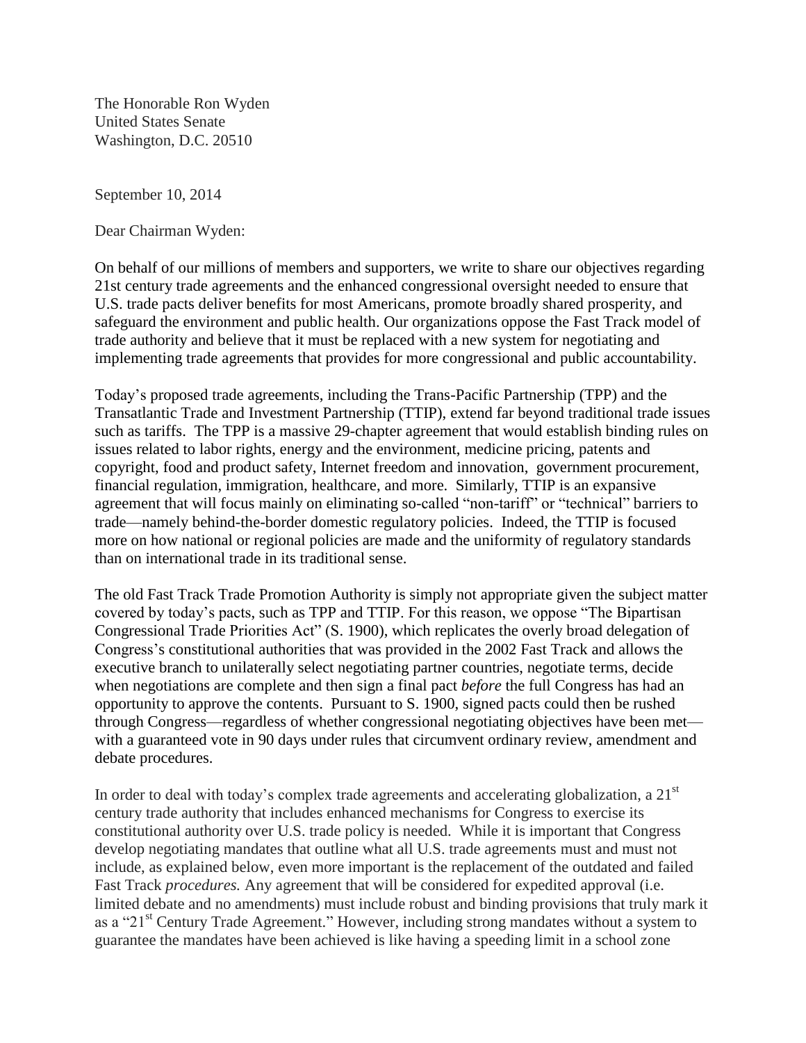The Honorable Ron Wyden
United States Senate
Washington, D.C. 20510

September 10, 2014

Dear Chairman Wyden:

On behalf of our millions of members and supporters, we write to share our objectives regarding 21st century trade agreements and the enhanced congressional oversight needed to ensure that U.S. trade pacts deliver benefits for most Americans, promote broadly shared prosperity, and safeguard the environment and public health. Our organizations oppose the Fast Track model of trade authority and believe that it must be replaced with a new system for negotiating and implementing trade agreements that provides for more congressional and public accountability.

Today's proposed trade agreements, including the Trans-Pacific Partnership (TPP) and the Transatlantic Trade and Investment Partnership (TTIP), extend far beyond traditional trade issues such as tariffs. The TPP is a massive 29-chapter agreement that would establish binding rules on issues related to labor rights, energy and the environment, medicine pricing, patents and copyright, food and product safety, Internet freedom and innovation, government procurement, financial regulation, immigration, healthcare, and more. Similarly, TTIP is an expansive agreement that will focus mainly on eliminating so-called "non-tariff" or "technical" barriers to trade—namely behind-the-border domestic regulatory policies. Indeed, the TTIP is focused more on how national or regional policies are made and the uniformity of regulatory standards than on international trade in its traditional sense.

The old Fast Track Trade Promotion Authority is simply not appropriate given the subject matter covered by today's pacts, such as TPP and TTIP. For this reason, we oppose "The Bipartisan Congressional Trade Priorities Act" (S. 1900), which replicates the overly broad delegation of Congress's constitutional authorities that was provided in the 2002 Fast Track and allows the executive branch to unilaterally select negotiating partner countries, negotiate terms, decide when negotiations are complete and then sign a final pact *before* the full Congress has had an opportunity to approve the contents. Pursuant to S. 1900, signed pacts could then be rushed through Congress—regardless of whether congressional negotiating objectives have been met—with a guaranteed vote in 90 days under rules that circumvent ordinary review, amendment and debate procedures.

In order to deal with today's complex trade agreements and accelerating globalization, a 21st century trade authority that includes enhanced mechanisms for Congress to exercise its constitutional authority over U.S. trade policy is needed. While it is important that Congress develop negotiating mandates that outline what all U.S. trade agreements must and must not include, as explained below, even more important is the replacement of the outdated and failed Fast Track *procedures.* Any agreement that will be considered for expedited approval (i.e. limited debate and no amendments) must include robust and binding provisions that truly mark it as a "21st Century Trade Agreement." However, including strong mandates without a system to guarantee the mandates have been achieved is like having a speeding limit in a school zone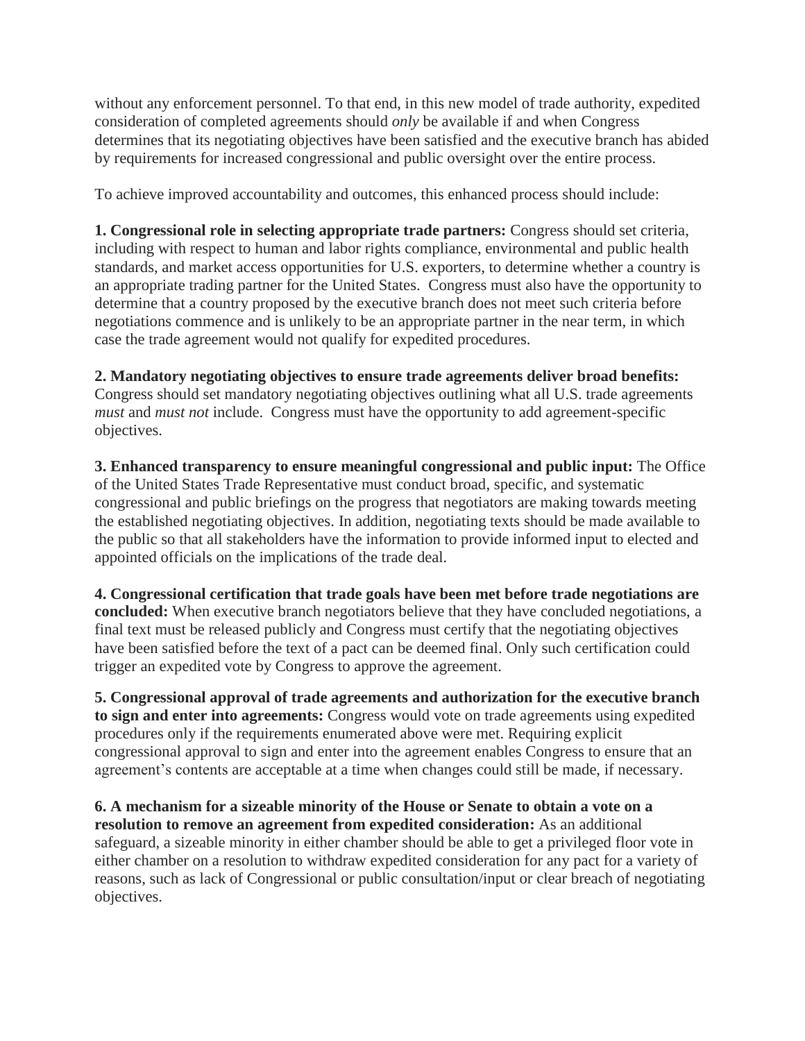without any enforcement personnel. To that end, in this new model of trade authority, expedited consideration of completed agreements should *only* be available if and when Congress determines that its negotiating objectives have been satisfied and the executive branch has abided by requirements for increased congressional and public oversight over the entire process.

To achieve improved accountability and outcomes, this enhanced process should include:

**1. Congressional role in selecting appropriate trade partners:** Congress should set criteria, including with respect to human and labor rights compliance, environmental and public health standards, and market access opportunities for U.S. exporters, to determine whether a country is an appropriate trading partner for the United States. Congress must also have the opportunity to determine that a country proposed by the executive branch does not meet such criteria before negotiations commence and is unlikely to be an appropriate partner in the near term, in which case the trade agreement would not qualify for expedited procedures.

**2. Mandatory negotiating objectives to ensure trade agreements deliver broad benefits:** Congress should set mandatory negotiating objectives outlining what all U.S. trade agreements *must* and *must not* include. Congress must have the opportunity to add agreement-specific objectives.

**3. Enhanced transparency to ensure meaningful congressional and public input:** The Office of the United States Trade Representative must conduct broad, specific, and systematic congressional and public briefings on the progress that negotiators are making towards meeting the established negotiating objectives. In addition, negotiating texts should be made available to the public so that all stakeholders have the information to provide informed input to elected and appointed officials on the implications of the trade deal.

**4. Congressional certification that trade goals have been met before trade negotiations are concluded:** When executive branch negotiators believe that they have concluded negotiations, a final text must be released publicly and Congress must certify that the negotiating objectives have been satisfied before the text of a pact can be deemed final. Only such certification could trigger an expedited vote by Congress to approve the agreement.

**5. Congressional approval of trade agreements and authorization for the executive branch to sign and enter into agreements:** Congress would vote on trade agreements using expedited procedures only if the requirements enumerated above were met. Requiring explicit congressional approval to sign and enter into the agreement enables Congress to ensure that an agreement's contents are acceptable at a time when changes could still be made, if necessary.

**6. A mechanism for a sizeable minority of the House or Senate to obtain a vote on a resolution to remove an agreement from expedited consideration:** As an additional safeguard, a sizeable minority in either chamber should be able to get a privileged floor vote in either chamber on a resolution to withdraw expedited consideration for any pact for a variety of reasons, such as lack of Congressional or public consultation/input or clear breach of negotiating objectives.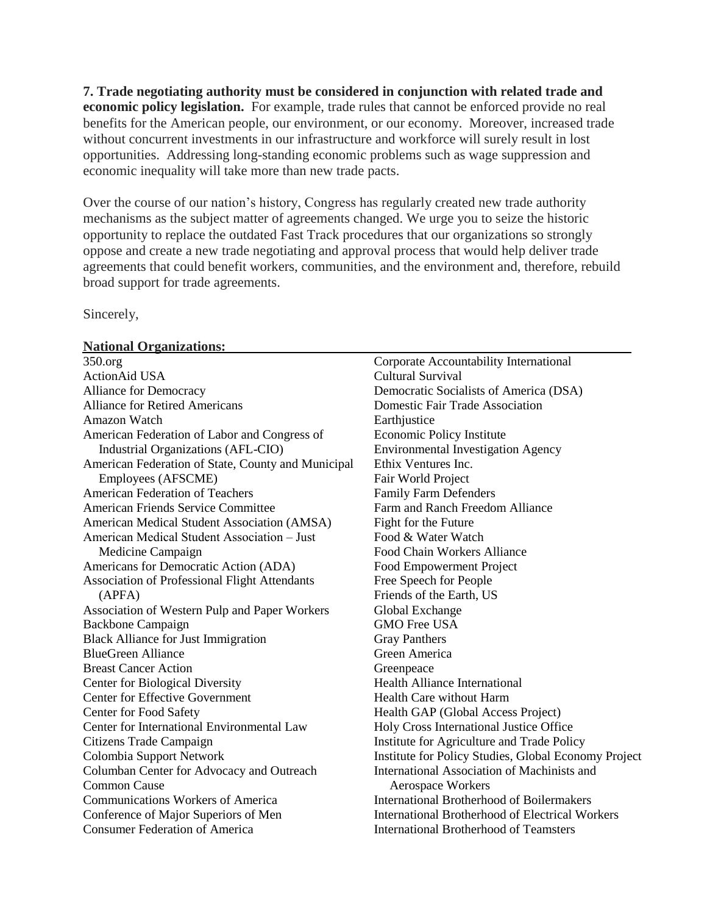**7. Trade negotiating authority must be considered in conjunction with related trade and economic policy legislation.** For example, trade rules that cannot be enforced provide no real benefits for the American people, our environment, or our economy. Moreover, increased trade without concurrent investments in our infrastructure and workforce will surely result in lost opportunities. Addressing long-standing economic problems such as wage suppression and economic inequality will take more than new trade pacts.

Over the course of our nation's history, Congress has regularly created new trade authority mechanisms as the subject matter of agreements changed. We urge you to seize the historic opportunity to replace the outdated Fast Track procedures that our organizations so strongly oppose and create a new trade negotiating and approval process that would help deliver trade agreements that could benefit workers, communities, and the environment and, therefore, rebuild broad support for trade agreements.

Sincerely,

**National Organizations:**

350.org
ActionAid USA
Alliance for Democracy
Alliance for Retired Americans
Amazon Watch
American Federation of Labor and Congress of Industrial Organizations (AFL-CIO)
American Federation of State, County and Municipal Employees (AFSCME)
American Federation of Teachers
American Friends Service Committee
American Medical Student Association (AMSA)
American Medical Student Association – Just Medicine Campaign
Americans for Democratic Action (ADA)
Association of Professional Flight Attendants (APFA)
Association of Western Pulp and Paper Workers
Backbone Campaign
Black Alliance for Just Immigration
BlueGreen Alliance
Breast Cancer Action
Center for Biological Diversity
Center for Effective Government
Center for Food Safety
Center for International Environmental Law
Citizens Trade Campaign
Colombia Support Network
Columban Center for Advocacy and Outreach
Common Cause
Communications Workers of America
Conference of Major Superiors of Men
Consumer Federation of America
Corporate Accountability International
Cultural Survival
Democratic Socialists of America (DSA)
Domestic Fair Trade Association
Earthjustice
Economic Policy Institute
Environmental Investigation Agency
Ethix Ventures Inc.
Fair World Project
Family Farm Defenders
Farm and Ranch Freedom Alliance
Fight for the Future
Food & Water Watch
Food Chain Workers Alliance
Food Empowerment Project
Free Speech for People
Friends of the Earth, US
Global Exchange
GMO Free USA
Gray Panthers
Green America
Greenpeace
Health Alliance International
Health Care without Harm
Health GAP (Global Access Project)
Holy Cross International Justice Office
Institute for Agriculture and Trade Policy
Institute for Policy Studies, Global Economy Project
International Association of Machinists and Aerospace Workers
International Brotherhood of Boilermakers
International Brotherhood of Electrical Workers
International Brotherhood of Teamsters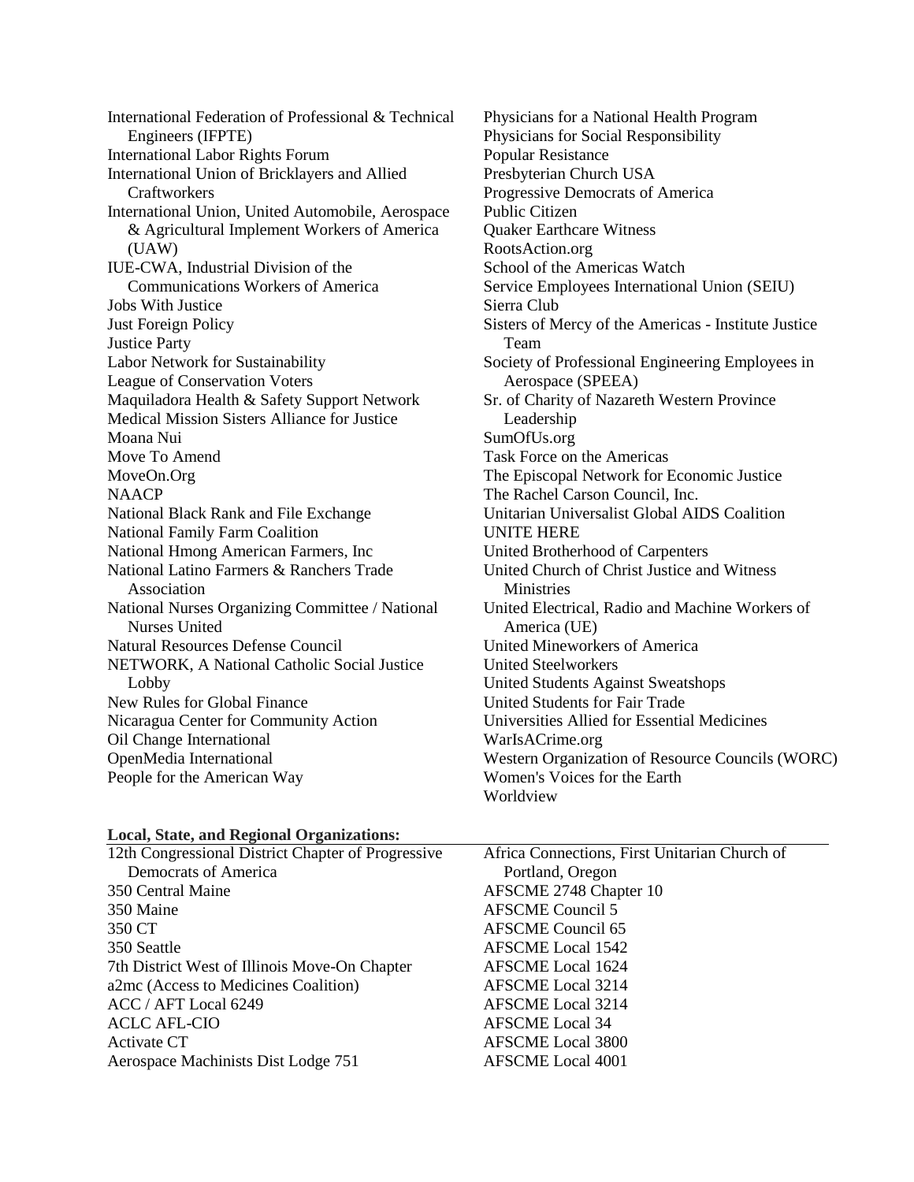International Federation of Professional & Technical Engineers (IFPTE)
International Labor Rights Forum
International Union of Bricklayers and Allied Craftworkers
International Union, United Automobile, Aerospace & Agricultural Implement Workers of America (UAW)
IUE-CWA, Industrial Division of the Communications Workers of America
Jobs With Justice
Just Foreign Policy
Justice Party
Labor Network for Sustainability
League of Conservation Voters
Maquiladora Health & Safety Support Network
Medical Mission Sisters Alliance for Justice
Moana Nui
Move To Amend
MoveOn.Org
NAACP
National Black Rank and File Exchange
National Family Farm Coalition
National Hmong American Farmers, Inc
National Latino Farmers & Ranchers Trade Association
National Nurses Organizing Committee / National Nurses United
Natural Resources Defense Council
NETWORK, A National Catholic Social Justice Lobby
New Rules for Global Finance
Nicaragua Center for Community Action
Oil Change International
OpenMedia International
People for the American Way
Physicians for a National Health Program
Physicians for Social Responsibility
Popular Resistance
Presbyterian Church USA
Progressive Democrats of America
Public Citizen
Quaker Earthcare Witness
RootsAction.org
School of the Americas Watch
Service Employees International Union (SEIU)
Sierra Club
Sisters of Mercy of the Americas - Institute Justice Team
Society of Professional Engineering Employees in Aerospace (SPEEA)
Sr. of Charity of Nazareth Western Province Leadership
SumOfUs.org
Task Force on the Americas
The Episcopal Network for Economic Justice
The Rachel Carson Council, Inc.
Unitarian Universalist Global AIDS Coalition
UNITE HERE
United Brotherhood of Carpenters
United Church of Christ Justice and Witness Ministries
United Electrical, Radio and Machine Workers of America (UE)
United Mineworkers of America
United Steelworkers
United Students Against Sweatshops
United Students for Fair Trade
Universities Allied for Essential Medicines
WarIsACrime.org
Western Organization of Resource Councils (WORC)
Women's Voices for the Earth
Worldview

**Local, State, and Regional Organizations:**

12th Congressional District Chapter of Progressive Democrats of America
350 Central Maine
350 Maine
350 CT
350 Seattle
7th District West of Illinois Move-On Chapter
a2mc (Access to Medicines Coalition)
ACC / AFT Local 6249
ACLC AFL-CIO
Activate CT
Aerospace Machinists Dist Lodge 751
Africa Connections, First Unitarian Church of Portland, Oregon
AFSCME 2748 Chapter 10
AFSCME Council 5
AFSCME Council 65
AFSCME Local 1542
AFSCME Local 1624
AFSCME Local 3214
AFSCME Local 3214
AFSCME Local 34
AFSCME Local 3800
AFSCME Local 4001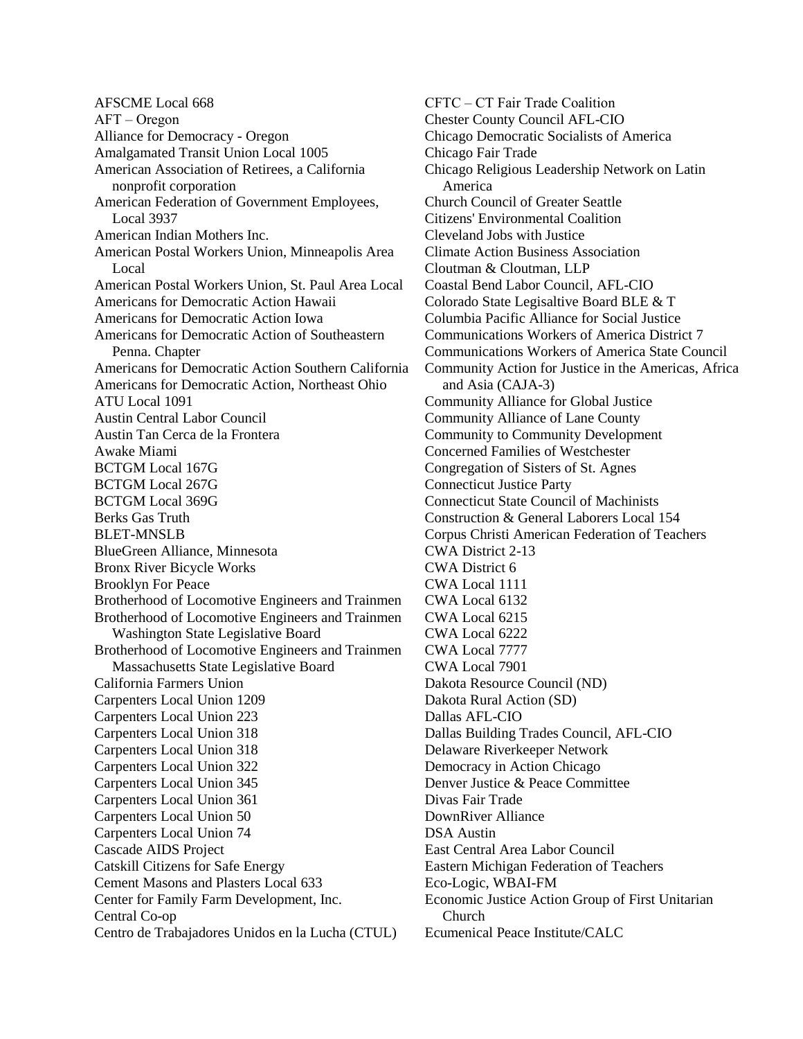AFSCME Local 668
AFT – Oregon
Alliance for Democracy - Oregon
Amalgamated Transit Union Local 1005
American Association of Retirees, a California nonprofit corporation
American Federation of Government Employees, Local 3937
American Indian Mothers Inc.
American Postal Workers Union, Minneapolis Area Local
American Postal Workers Union, St. Paul Area Local
Americans for Democratic Action Hawaii
Americans for Democratic Action Iowa
Americans for Democratic Action of Southeastern Penna. Chapter
Americans for Democratic Action Southern California
Americans for Democratic Action, Northeast Ohio
ATU Local 1091
Austin Central Labor Council
Austin Tan Cerca de la Frontera
Awake Miami
BCTGM Local 167G
BCTGM Local 267G
BCTGM Local 369G
Berks Gas Truth
BLET-MNSLB
BlueGreen Alliance, Minnesota
Bronx River Bicycle Works
Brooklyn For Peace
Brotherhood of Locomotive Engineers and Trainmen
Brotherhood of Locomotive Engineers and Trainmen Washington State Legislative Board
Brotherhood of Locomotive Engineers and Trainmen Massachusetts State Legislative Board
California Farmers Union
Carpenters Local Union 1209
Carpenters Local Union 223
Carpenters Local Union 318
Carpenters Local Union 318
Carpenters Local Union 322
Carpenters Local Union 345
Carpenters Local Union 361
Carpenters Local Union 50
Carpenters Local Union 74
Cascade AIDS Project
Catskill Citizens for Safe Energy
Cement Masons and Plasters Local 633
Center for Family Farm Development, Inc.
Central Co-op
Centro de Trabajadores Unidos en la Lucha (CTUL)
CFTC – CT Fair Trade Coalition
Chester County Council AFL-CIO
Chicago Democratic Socialists of America
Chicago Fair Trade
Chicago Religious Leadership Network on Latin America
Church Council of Greater Seattle
Citizens' Environmental Coalition
Cleveland Jobs with Justice
Climate Action Business Association
Cloutman & Cloutman, LLP
Coastal Bend Labor Council, AFL-CIO
Colorado State Legisaltive Board BLE & T
Columbia Pacific Alliance for Social Justice
Communications Workers of America District 7
Communications Workers of America State Council
Community Action for Justice in the Americas, Africa and Asia (CAJA-3)
Community Alliance for Global Justice
Community Alliance of Lane County
Community to Community Development
Concerned Families of Westchester
Congregation of Sisters of St. Agnes
Connecticut Justice Party
Connecticut State Council of Machinists
Construction & General Laborers Local 154
Corpus Christi American Federation of Teachers
CWA District 2-13
CWA District 6
CWA Local 1111
CWA Local 6132
CWA Local 6215
CWA Local 6222
CWA Local 7777
CWA Local 7901
Dakota Resource Council (ND)
Dakota Rural Action (SD)
Dallas AFL-CIO
Dallas Building Trades Council, AFL-CIO
Delaware Riverkeeper Network
Democracy in Action Chicago
Denver Justice & Peace Committee
Divas Fair Trade
DownRiver Alliance
DSA Austin
East Central Area Labor Council
Eastern Michigan Federation of Teachers
Eco-Logic, WBAI-FM
Economic Justice Action Group of First Unitarian Church
Ecumenical Peace Institute/CALC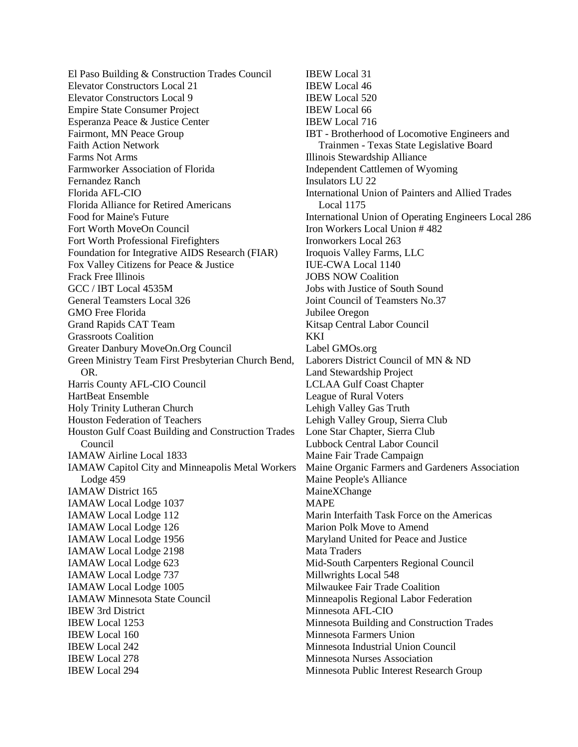El Paso Building & Construction Trades Council
Elevator Constructors Local 21
Elevator Constructors Local 9
Empire State Consumer Project
Esperanza Peace & Justice Center
Fairmont, MN Peace Group
Faith Action Network
Farms Not Arms
Farmworker Association of Florida
Fernandez Ranch
Florida AFL-CIO
Florida Alliance for Retired Americans
Food for Maine's Future
Fort Worth MoveOn Council
Fort Worth Professional Firefighters
Foundation for Integrative AIDS Research (FIAR)
Fox Valley Citizens for Peace & Justice
Frack Free Illinois
GCC / IBT Local 4535M
General Teamsters Local 326
GMO Free Florida
Grand Rapids CAT Team
Grassroots Coalition
Greater Danbury MoveOn.Org Council
Green Ministry Team First Presbyterian Church Bend, OR.
Harris County AFL-CIO Council
HartBeat Ensemble
Holy Trinity Lutheran Church
Houston Federation of Teachers
Houston Gulf Coast Building and Construction Trades Council
IAMAW Airline Local 1833
IAMAW Capitol City and Minneapolis Metal Workers Lodge 459
IAMAW District 165
IAMAW Local Lodge 1037
IAMAW Local Lodge 112
IAMAW Local Lodge 126
IAMAW Local Lodge 1956
IAMAW Local Lodge 2198
IAMAW Local Lodge 623
IAMAW Local Lodge 737
IAMAW Local Lodge 1005
IAMAW Minnesota State Council
IBEW 3rd District
IBEW Local 1253
IBEW Local 160
IBEW Local 242
IBEW Local 278
IBEW Local 294
IBEW Local 31
IBEW Local 46
IBEW Local 520
IBEW Local 66
IBEW Local 716
IBT - Brotherhood of Locomotive Engineers and Trainmen - Texas State Legislative Board
Illinois Stewardship Alliance
Independent Cattlemen of Wyoming
Insulators LU 22
International Union of Painters and Allied Trades Local 1175
International Union of Operating Engineers Local 286
Iron Workers Local Union # 482
Ironworkers Local 263
Iroquois Valley Farms, LLC
IUE-CWA Local 1140
JOBS NOW Coalition
Jobs with Justice of South Sound
Joint Council of Teamsters No.37
Jubilee Oregon
Kitsap Central Labor Council
KKI
Label GMOs.org
Laborers District Council of MN & ND
Land Stewardship Project
LCLAA Gulf Coast Chapter
League of Rural Voters
Lehigh Valley Gas Truth
Lehigh Valley Group, Sierra Club
Lone Star Chapter, Sierra Club
Lubbock Central Labor Council
Maine Fair Trade Campaign
Maine Organic Farmers and Gardeners Association
Maine People's Alliance
MaineXChange
MAPE
Marin Interfaith Task Force on the Americas
Marion Polk Move to Amend
Maryland United for Peace and Justice
Mata Traders
Mid-South Carpenters Regional Council
Millwrights Local 548
Milwaukee Fair Trade Coalition
Minneapolis Regional Labor Federation
Minnesota AFL-CIO
Minnesota Building and Construction Trades
Minnesota Farmers Union
Minnesota Industrial Union Council
Minnesota Nurses Association
Minnesota Public Interest Research Group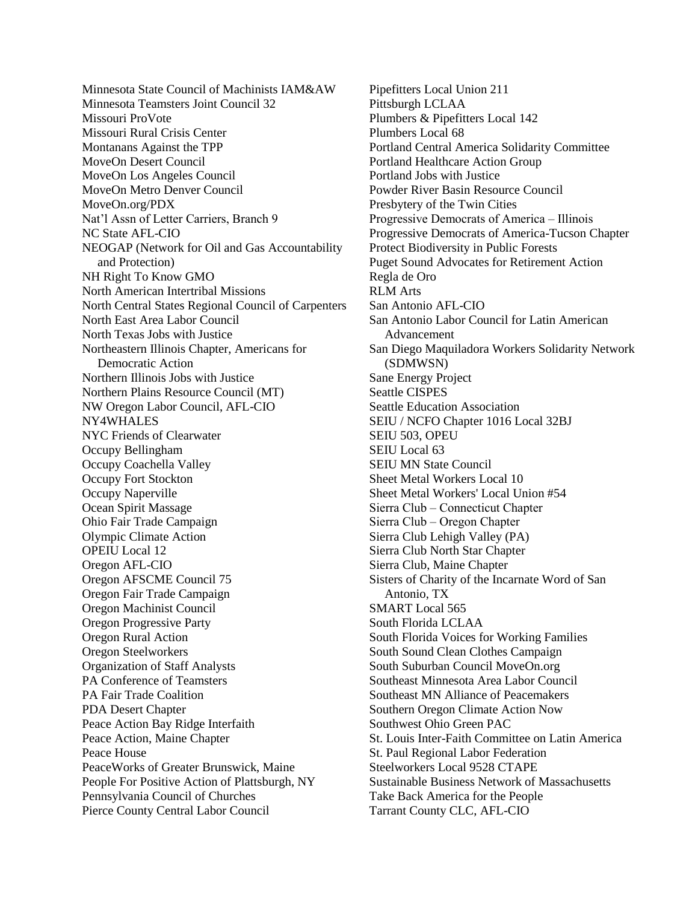Minnesota State Council of Machinists IAM&AW
Minnesota Teamsters Joint Council 32
Missouri ProVote
Missouri Rural Crisis Center
Montanans Against the TPP
MoveOn Desert Council
MoveOn Los Angeles Council
MoveOn Metro Denver Council
MoveOn.org/PDX
Nat'l Assn of Letter Carriers, Branch 9
NC State AFL-CIO
NEOGAP (Network for Oil and Gas Accountability and Protection)
NH Right To Know GMO
North American Intertribal Missions
North Central States Regional Council of Carpenters
North East Area Labor Council
North Texas Jobs with Justice
Northeastern Illinois Chapter, Americans for Democratic Action
Northern Illinois Jobs with Justice
Northern Plains Resource Council (MT)
NW Oregon Labor Council, AFL-CIO
NY4WHALES
NYC Friends of Clearwater
Occupy Bellingham
Occupy Coachella Valley
Occupy Fort Stockton
Occupy Naperville
Ocean Spirit Massage
Ohio Fair Trade Campaign
Olympic Climate Action
OPEIU Local 12
Oregon AFL-CIO
Oregon AFSCME Council 75
Oregon Fair Trade Campaign
Oregon Machinist Council
Oregon Progressive Party
Oregon Rural Action
Oregon Steelworkers
Organization of Staff Analysts
PA Conference of Teamsters
PA Fair Trade Coalition
PDA Desert Chapter
Peace Action Bay Ridge Interfaith
Peace Action, Maine Chapter
Peace House
PeaceWorks of Greater Brunswick, Maine
People For Positive Action of Plattsburgh, NY
Pennsylvania Council of Churches
Pierce County Central Labor Council
Pipefitters Local Union 211
Pittsburgh LCLAA
Plumbers & Pipefitters Local 142
Plumbers Local 68
Portland Central America Solidarity Committee
Portland Healthcare Action Group
Portland Jobs with Justice
Powder River Basin Resource Council
Presbytery of the Twin Cities
Progressive Democrats of America – Illinois
Progressive Democrats of America-Tucson Chapter
Protect Biodiversity in Public Forests
Puget Sound Advocates for Retirement Action
Regla de Oro
RLM Arts
San Antonio AFL-CIO
San Antonio Labor Council for Latin American Advancement
San Diego Maquiladora Workers Solidarity Network (SDMWSN)
Sane Energy Project
Seattle CISPES
Seattle Education Association
SEIU / NCFO Chapter 1016 Local 32BJ
SEIU 503, OPEU
SEIU Local 63
SEIU MN State Council
Sheet Metal Workers Local 10
Sheet Metal Workers' Local Union #54
Sierra Club – Connecticut Chapter
Sierra Club – Oregon Chapter
Sierra Club Lehigh Valley (PA)
Sierra Club North Star Chapter
Sierra Club, Maine Chapter
Sisters of Charity of the Incarnate Word of San Antonio, TX
SMART Local 565
South Florida LCLAA
South Florida Voices for Working Families
South Sound Clean Clothes Campaign
South Suburban Council MoveOn.org
Southeast Minnesota Area Labor Council
Southeast MN Alliance of Peacemakers
Southern Oregon Climate Action Now
Southwest Ohio Green PAC
St. Louis Inter-Faith Committee on Latin America
St. Paul Regional Labor Federation
Steelworkers Local 9528 CTAPE
Sustainable Business Network of Massachusetts
Take Back America for the People
Tarrant County CLC, AFL-CIO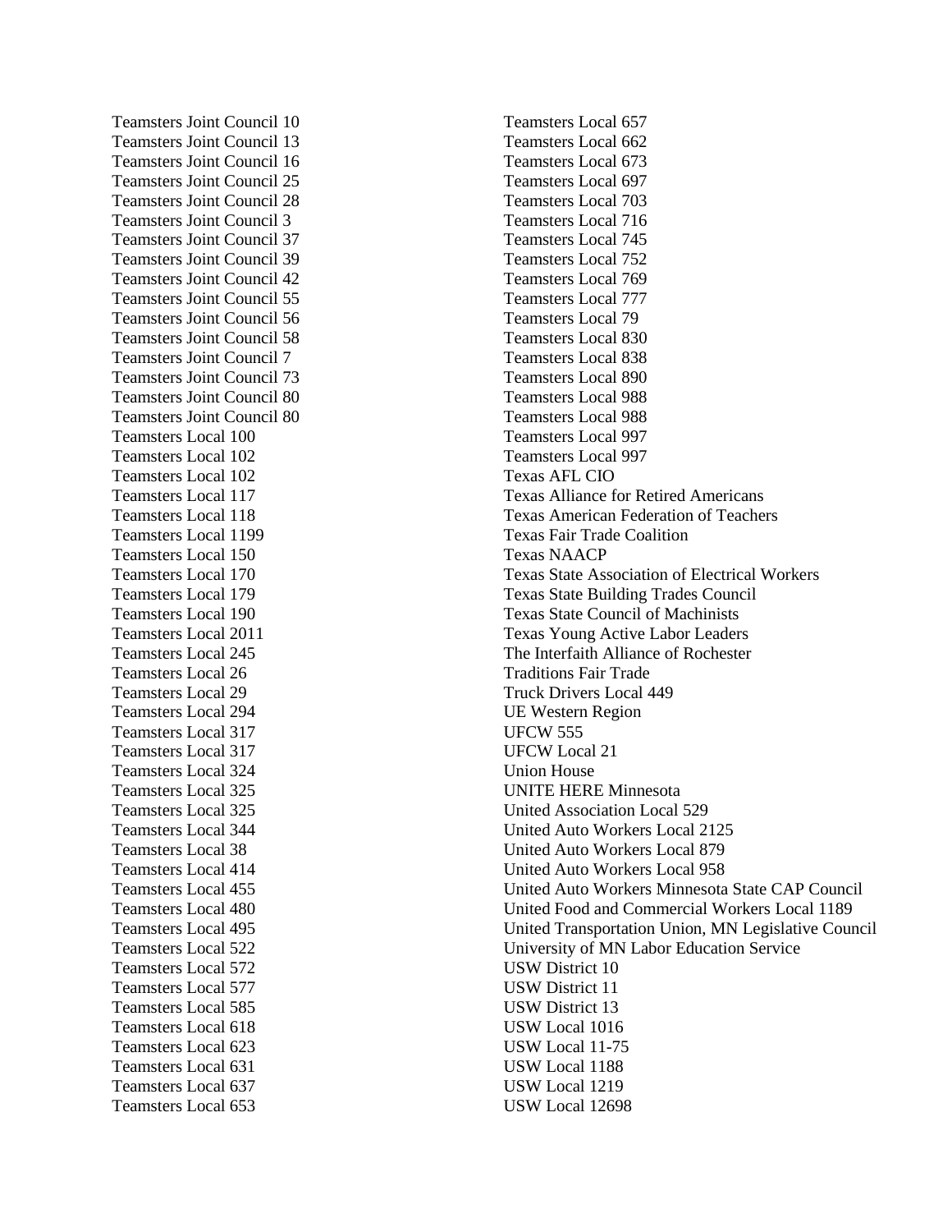Teamsters Joint Council 10
Teamsters Joint Council 13
Teamsters Joint Council 16
Teamsters Joint Council 25
Teamsters Joint Council 28
Teamsters Joint Council 3
Teamsters Joint Council 37
Teamsters Joint Council 39
Teamsters Joint Council 42
Teamsters Joint Council 55
Teamsters Joint Council 56
Teamsters Joint Council 58
Teamsters Joint Council 7
Teamsters Joint Council 73
Teamsters Joint Council 80
Teamsters Joint Council 80
Teamsters Local 100
Teamsters Local 102
Teamsters Local 102
Teamsters Local 117
Teamsters Local 118
Teamsters Local 1199
Teamsters Local 150
Teamsters Local 170
Teamsters Local 179
Teamsters Local 190
Teamsters Local 2011
Teamsters Local 245
Teamsters Local 26
Teamsters Local 29
Teamsters Local 294
Teamsters Local 317
Teamsters Local 317
Teamsters Local 324
Teamsters Local 325
Teamsters Local 325
Teamsters Local 344
Teamsters Local 38
Teamsters Local 414
Teamsters Local 455
Teamsters Local 480
Teamsters Local 495
Teamsters Local 522
Teamsters Local 572
Teamsters Local 577
Teamsters Local 585
Teamsters Local 618
Teamsters Local 623
Teamsters Local 631
Teamsters Local 637
Teamsters Local 653
Teamsters Local 657
Teamsters Local 662
Teamsters Local 673
Teamsters Local 697
Teamsters Local 703
Teamsters Local 716
Teamsters Local 745
Teamsters Local 752
Teamsters Local 769
Teamsters Local 777
Teamsters Local 79
Teamsters Local 830
Teamsters Local 838
Teamsters Local 890
Teamsters Local 988
Teamsters Local 988
Teamsters Local 997
Teamsters Local 997
Texas AFL CIO
Texas Alliance for Retired Americans
Texas American Federation of Teachers
Texas Fair Trade Coalition
Texas NAACP
Texas State Association of Electrical Workers
Texas State Building Trades Council
Texas State Council of Machinists
Texas Young Active Labor Leaders
The Interfaith Alliance of Rochester
Traditions Fair Trade
Truck Drivers Local 449
UE Western Region
UFCW 555
UFCW Local 21
Union House
UNITE HERE Minnesota
United Association Local 529
United Auto Workers Local 2125
United Auto Workers Local 879
United Auto Workers Local 958
United Auto Workers Minnesota State CAP Council
United Food and Commercial Workers Local 1189
United Transportation Union, MN Legislative Council
University of MN Labor Education Service
USW District 10
USW District 11
USW District 13
USW Local 1016
USW Local 11-75
USW Local 1188
USW Local 1219
USW Local 12698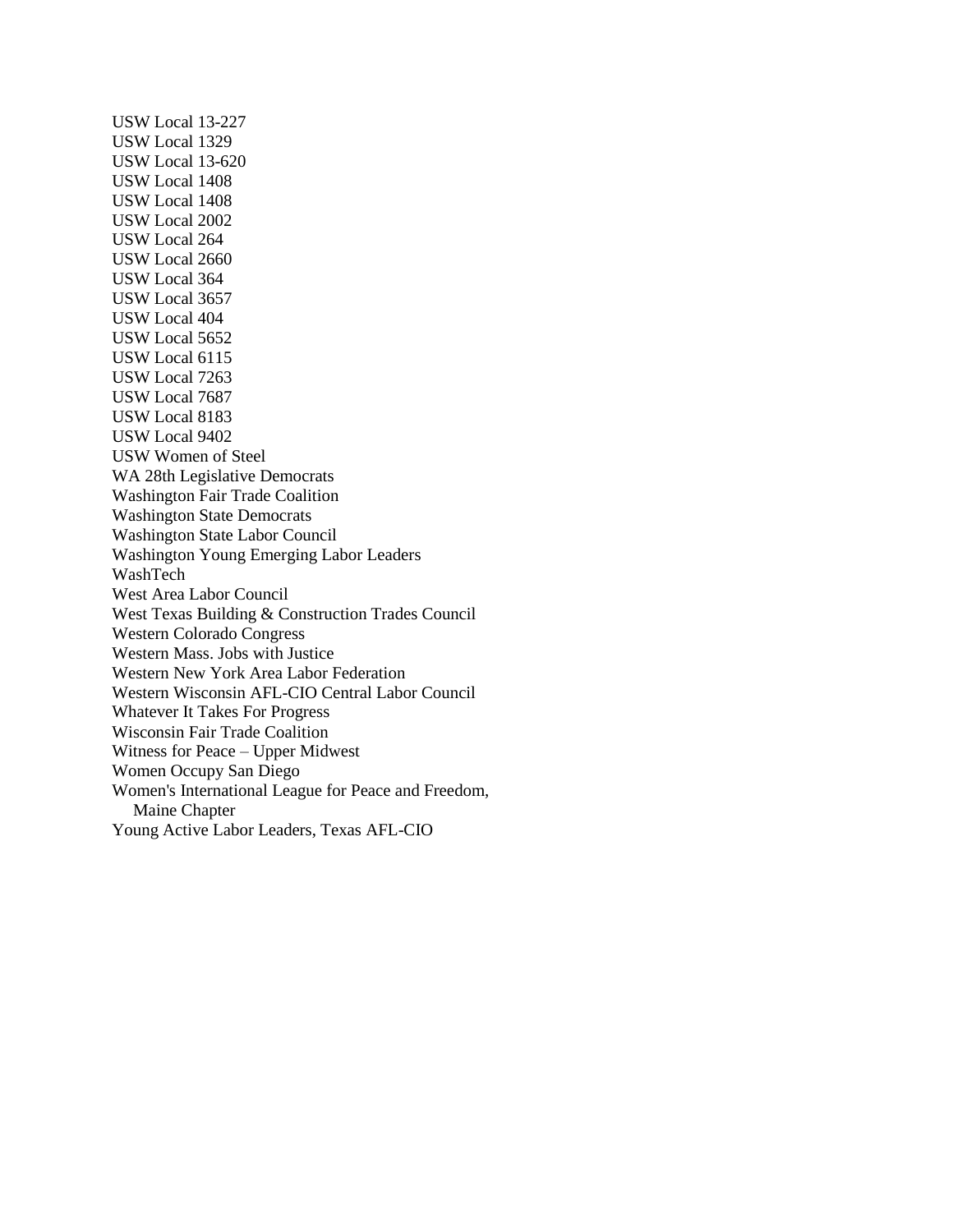USW Local 13-227
USW Local 1329
USW Local 13-620
USW Local 1408
USW Local 1408
USW Local 2002
USW Local 264
USW Local 2660
USW Local 364
USW Local 3657
USW Local 404
USW Local 5652
USW Local 6115
USW Local 7263
USW Local 7687
USW Local 8183
USW Local 9402
USW Women of Steel
WA 28th Legislative Democrats
Washington Fair Trade Coalition
Washington State Democrats
Washington State Labor Council
Washington Young Emerging Labor Leaders
WashTech
West Area Labor Council
West Texas Building & Construction Trades Council
Western Colorado Congress
Western Mass. Jobs with Justice
Western New York Area Labor Federation
Western Wisconsin AFL-CIO Central Labor Council
Whatever It Takes For Progress
Wisconsin Fair Trade Coalition
Witness for Peace – Upper Midwest
Women Occupy San Diego
Women's International League for Peace and Freedom, Maine Chapter
Young Active Labor Leaders, Texas AFL-CIO